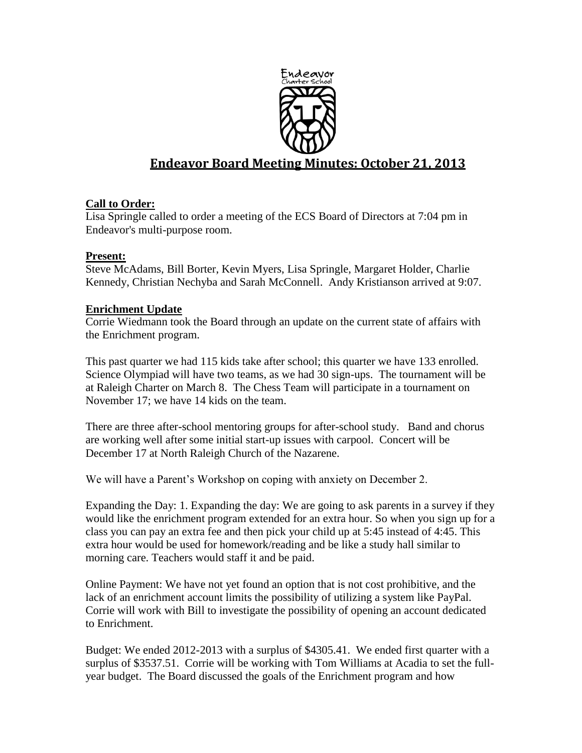# Endeavor Board Meeting Minutes: October 21, 2013

**Call to Order:**

Lisa Springle called to order a meeting of the ECS Board of Directors at 7:04 pm in Endeavor's multi-purpose room.

**Present:**

Steve McAdams, Bill Borter, Kevin Myers, Lisa Springle, Margaret Holder, Charlie Kennedy, Christian Nechyba and Sarah McConnell. Andy Kristianson arrived at 9:07.

**Enrichment Update**

Corrie Wiedmann took the Board through an update on the current state of affairs with the Enrichment program.

This past quarter we had 115 kids take after school; this quarter we have 133 enrolled. Science Olympiad will have two teams, as we had 30 sign-ups. The tournament will be at Raleigh Charter on March 8. The Chess Team will participate in a tournament on November 17; we have 14 kids on the team.

There are three after-school mentoring groups for after-school study. Band and chorus are working well after some initial start-up issues with carpool. Concert will be December 17 at North Raleigh Church of the Nazarene.

We will have a Parent's Workshop on coping with anxiety on December 2.

Expanding the Day: 1. Expanding the day: We are going to ask parents in a survey if they would like the enrichment program extended for an extra hour. So when you sign up for a class you can pay an extra fee and then pick your child up at 5:45 instead of 4:45. This extra hour would be used for homework/reading and be like a study hall similar to morning care. Teachers would staff it and be paid.

Online Payment: We have not yet found an option that is not cost prohibitive, and the lack of an enrichment account limits the possibility of utilizing a system like PayPal. Corrie will work with Bill to investigate the possibility of opening an account dedicated to Enrichment.

Budget: We ended 2012-2013 with a surplus of $4305.41. We ended first quarter with a surplus of $3537.51. Corrie will be working with Tom Williams at Acadia to set the full-year budget. The Board discussed the goals of the Enrichment program and how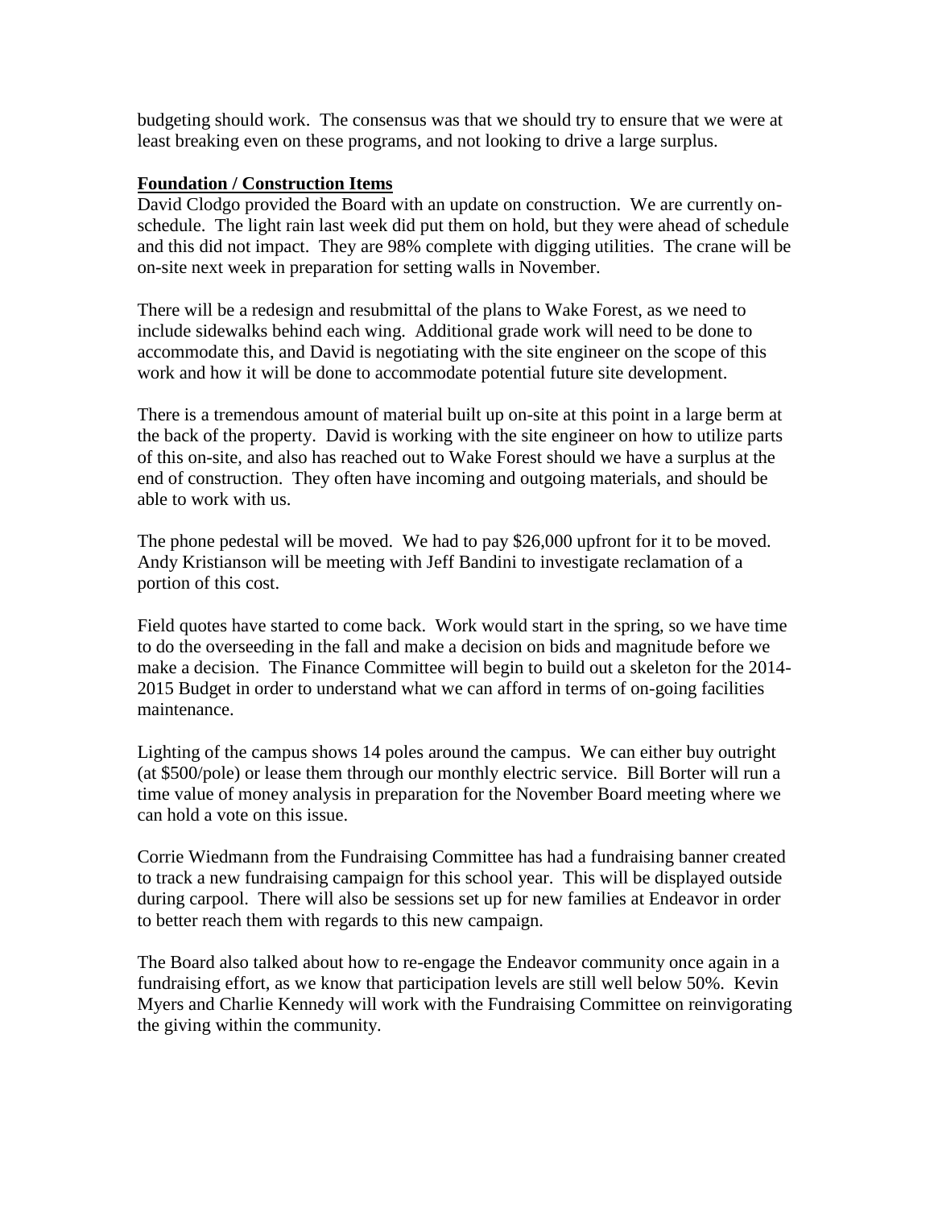budgeting should work. The consensus was that we should try to ensure that we were at least breaking even on these programs, and not looking to drive a large surplus.

**Foundation / Construction Items**

David Clodgo provided the Board with an update on construction. We are currently on-schedule. The light rain last week did put them on hold, but they were ahead of schedule and this did not impact. They are 98% complete with digging utilities. The crane will be on-site next week in preparation for setting walls in November.

There will be a redesign and resubmittal of the plans to Wake Forest, as we need to include sidewalks behind each wing. Additional grade work will need to be done to accommodate this, and David is negotiating with the site engineer on the scope of this work and how it will be done to accommodate potential future site development.

There is a tremendous amount of material built up on-site at this point in a large berm at the back of the property. David is working with the site engineer on how to utilize parts of this on-site, and also has reached out to Wake Forest should we have a surplus at the end of construction. They often have incoming and outgoing materials, and should be able to work with us.

The phone pedestal will be moved. We had to pay $26,000 upfront for it to be moved. Andy Kristianson will be meeting with Jeff Bandini to investigate reclamation of a portion of this cost.

Field quotes have started to come back. Work would start in the spring, so we have time to do the overseeding in the fall and make a decision on bids and magnitude before we make a decision. The Finance Committee will begin to build out a skeleton for the 2014-2015 Budget in order to understand what we can afford in terms of on-going facilities maintenance.

Lighting of the campus shows 14 poles around the campus. We can either buy outright (at $500/pole) or lease them through our monthly electric service. Bill Borter will run a time value of money analysis in preparation for the November Board meeting where we can hold a vote on this issue.

Corrie Wiedmann from the Fundraising Committee has had a fundraising banner created to track a new fundraising campaign for this school year. This will be displayed outside during carpool. There will also be sessions set up for new families at Endeavor in order to better reach them with regards to this new campaign.

The Board also talked about how to re-engage the Endeavor community once again in a fundraising effort, as we know that participation levels are still well below 50%. Kevin Myers and Charlie Kennedy will work with the Fundraising Committee on reinvigorating the giving within the community.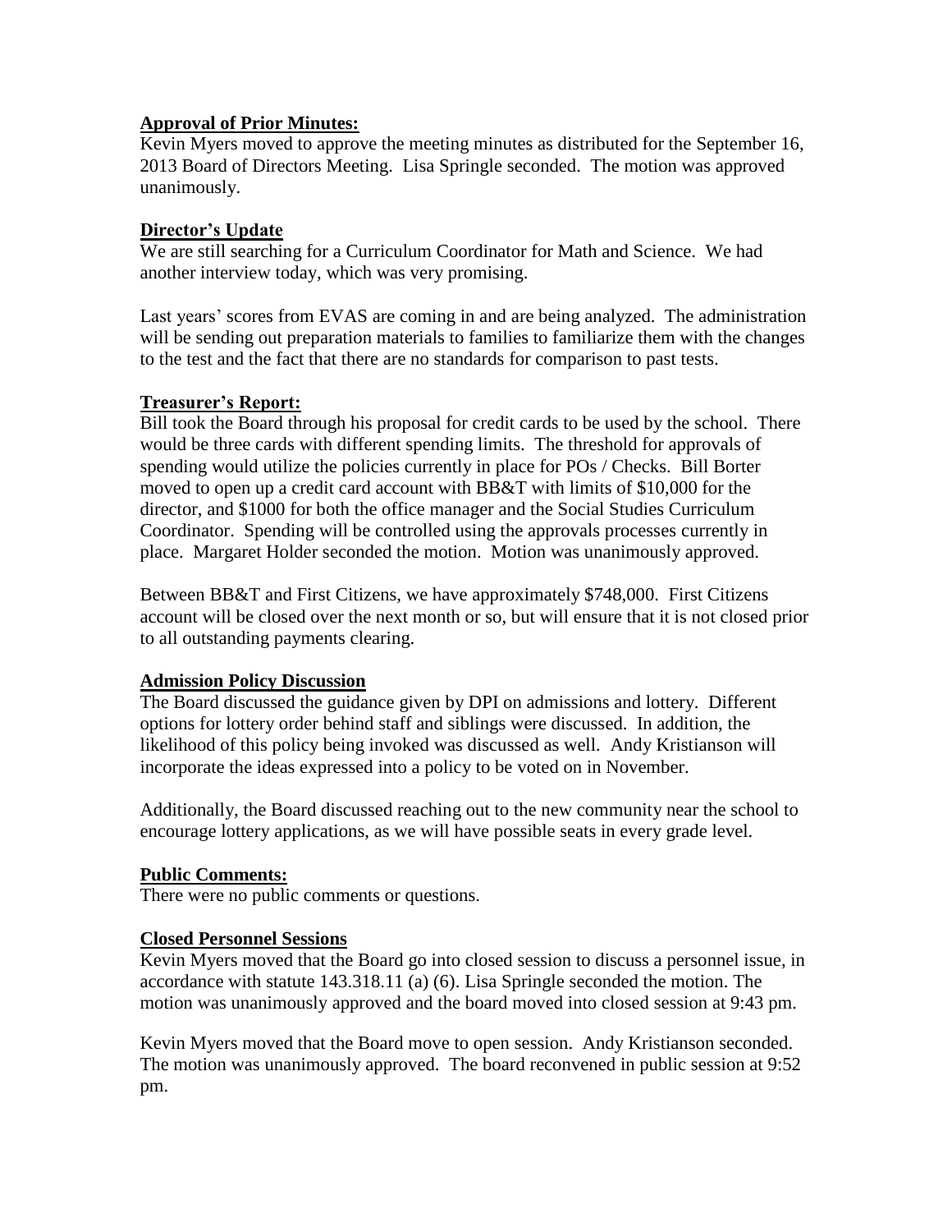**Approval of Prior Minutes:**

Kevin Myers moved to approve the meeting minutes as distributed for the September 16, 2013 Board of Directors Meeting. Lisa Springle seconded. The motion was approved unanimously.

**Director's Update**

We are still searching for a Curriculum Coordinator for Math and Science. We had another interview today, which was very promising.

Last years' scores from EVAS are coming in and are being analyzed. The administration will be sending out preparation materials to families to familiarize them with the changes to the test and the fact that there are no standards for comparison to past tests.

**Treasurer's Report:**

Bill took the Board through his proposal for credit cards to be used by the school. There would be three cards with different spending limits. The threshold for approvals of spending would utilize the policies currently in place for POs / Checks. Bill Borter moved to open up a credit card account with BB&T with limits of $10,000 for the director, and $1000 for both the office manager and the Social Studies Curriculum Coordinator. Spending will be controlled using the approvals processes currently in place. Margaret Holder seconded the motion. Motion was unanimously approved.

Between BB&T and First Citizens, we have approximately $748,000. First Citizens account will be closed over the next month or so, but will ensure that it is not closed prior to all outstanding payments clearing.

**Admission Policy Discussion**

The Board discussed the guidance given by DPI on admissions and lottery. Different options for lottery order behind staff and siblings were discussed. In addition, the likelihood of this policy being invoked was discussed as well. Andy Kristianson will incorporate the ideas expressed into a policy to be voted on in November.

Additionally, the Board discussed reaching out to the new community near the school to encourage lottery applications, as we will have possible seats in every grade level.

**Public Comments:**

There were no public comments or questions.

**Closed Personnel Sessions**

Kevin Myers moved that the Board go into closed session to discuss a personnel issue, in accordance with statute 143.318.11 (a) (6). Lisa Springle seconded the motion. The motion was unanimously approved and the board moved into closed session at 9:43 pm.

Kevin Myers moved that the Board move to open session. Andy Kristianson seconded. The motion was unanimously approved. The board reconvened in public session at 9:52 pm.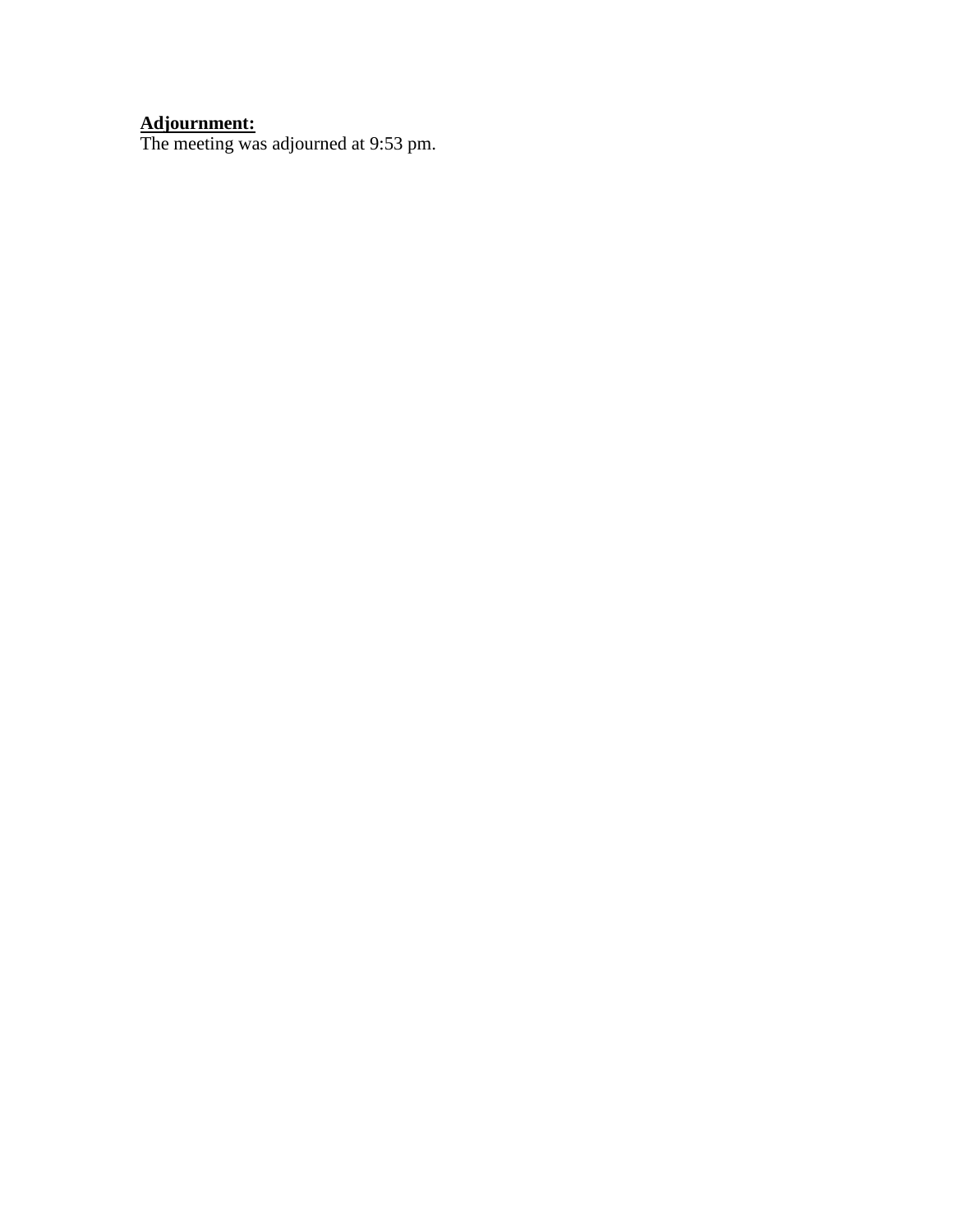**Adjournment:**

The meeting was adjourned at 9:53 pm.